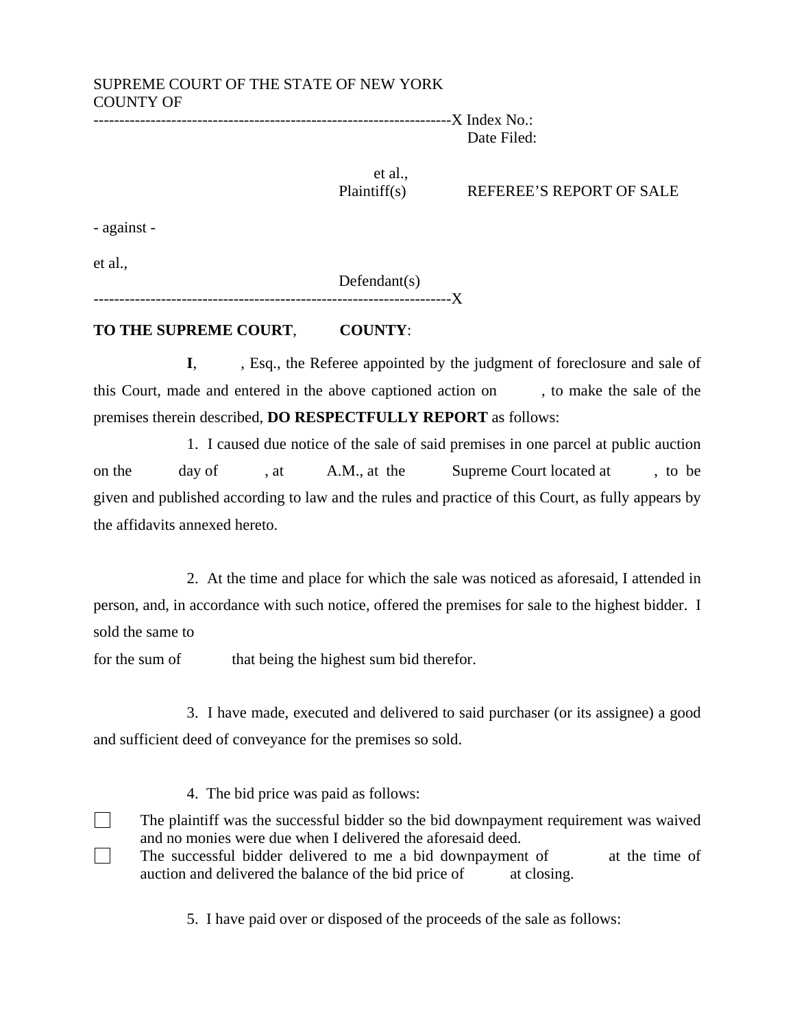SUPREME COURT OF THE STATE OF NEW YORK
COUNTY OF

---------------------------------------------------------------------X Index No.:
Date Filed:

et al.,
Plaintiff(s)

REFEREE'S REPORT OF SALE

- against -

et al.,
Defendant(s)

---------------------------------------------------------------------X

**TO THE SUPREME COURT**, **COUNTY**:

**I**, , Esq., the Referee appointed by the judgment of foreclosure and sale of this Court, made and entered in the above captioned action on , to make the sale of the premises therein described, **DO RESPECTFULLY REPORT** as follows:

1. I caused due notice of the sale of said premises in one parcel at public auction on the day of , at A.M., at the Supreme Court located at , to be given and published according to law and the rules and practice of this Court, as fully appears by the affidavits annexed hereto.

2. At the time and place for which the sale was noticed as aforesaid, I attended in person, and, in accordance with such notice, offered the premises for sale to the highest bidder. I sold the same to
for the sum of that being the highest sum bid therefor.

3. I have made, executed and delivered to said purchaser (or its assignee) a good and sufficient deed of conveyance for the premises so sold.

4. The bid price was paid as follows:

- ☐ The plaintiff was the successful bidder so the bid downpayment requirement was waived and no monies were due when I delivered the aforesaid deed.
- ☐ The successful bidder delivered to me a bid downpayment of at the time of auction and delivered the balance of the bid price of at closing.

5. I have paid over or disposed of the proceeds of the sale as follows: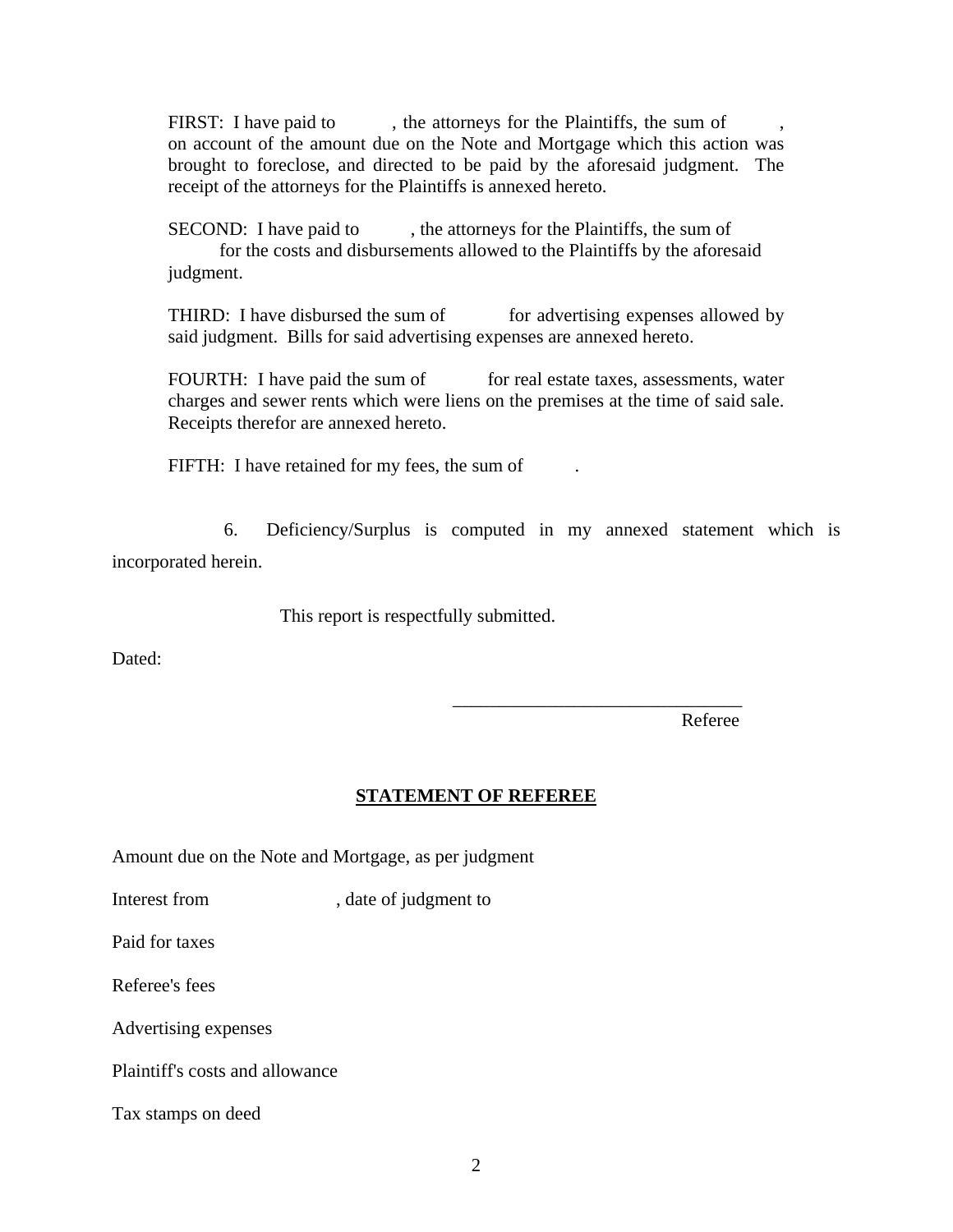FIRST: I have paid to , the attorneys for the Plaintiffs, the sum of , on account of the amount due on the Note and Mortgage which this action was brought to foreclose, and directed to be paid by the aforesaid judgment. The receipt of the attorneys for the Plaintiffs is annexed hereto.

SECOND: I have paid to , the attorneys for the Plaintiffs, the sum of for the costs and disbursements allowed to the Plaintiffs by the aforesaid judgment.

THIRD: I have disbursed the sum of for advertising expenses allowed by said judgment. Bills for said advertising expenses are annexed hereto.

FOURTH: I have paid the sum of for real estate taxes, assessments, water charges and sewer rents which were liens on the premises at the time of said sale. Receipts therefor are annexed hereto.

FIFTH: I have retained for my fees, the sum of .

6. Deficiency/Surplus is computed in my annexed statement which is incorporated herein.

This report is respectfully submitted.

Dated:

_______________________________
Referee

## STATEMENT OF REFEREE

Amount due on the Note and Mortgage, as per judgment

Interest from , date of judgment to

Paid for taxes

Referee's fees

Advertising expenses

Plaintiff's costs and allowance

Tax stamps on deed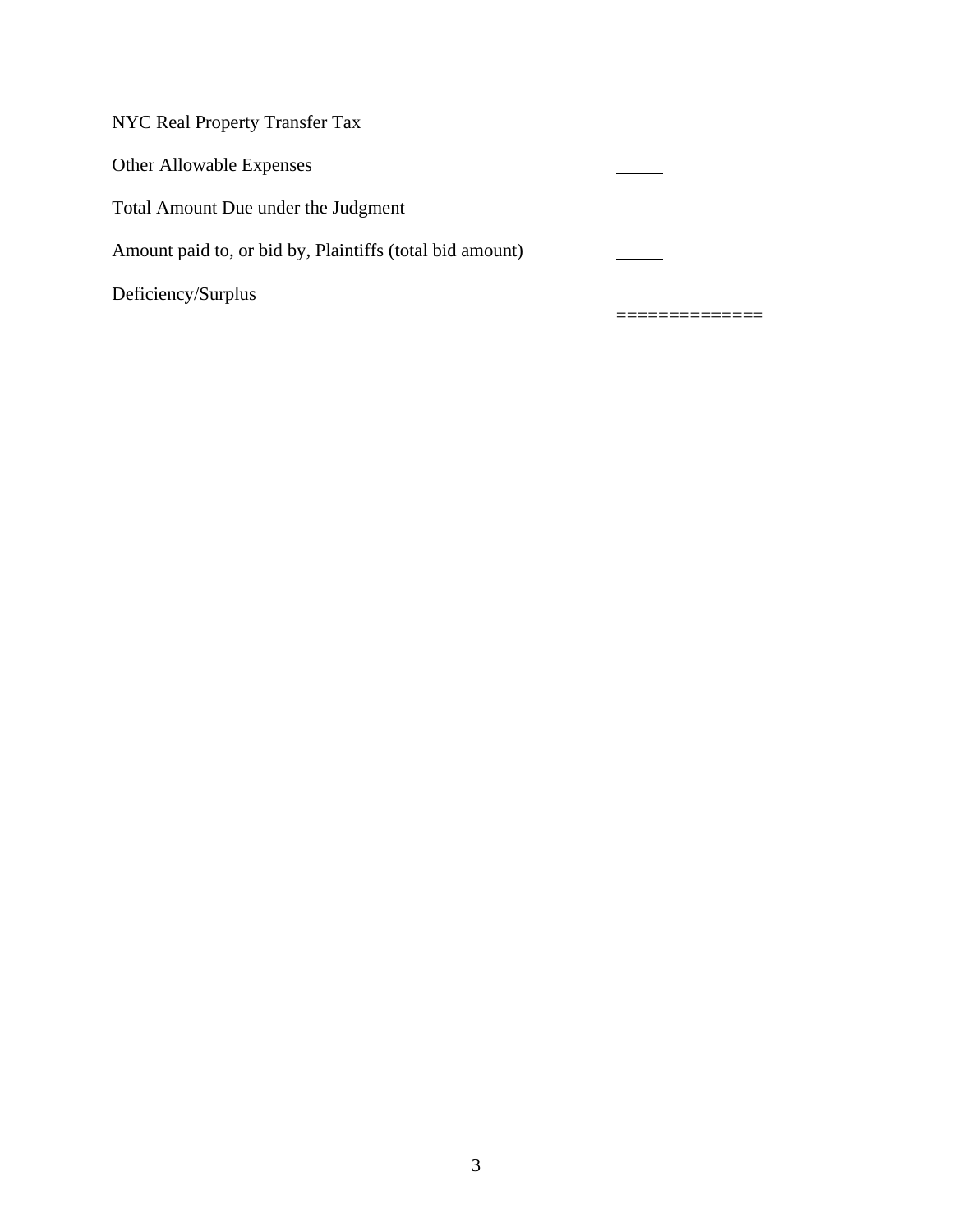NYC Real Property Transfer Tax

Other Allowable Expenses \_\_\_\_\_

Total Amount Due under the Judgment

Amount paid to, or bid by, Plaintiffs (total bid amount) \_\_\_\_\_

Deficiency/Surplus

==============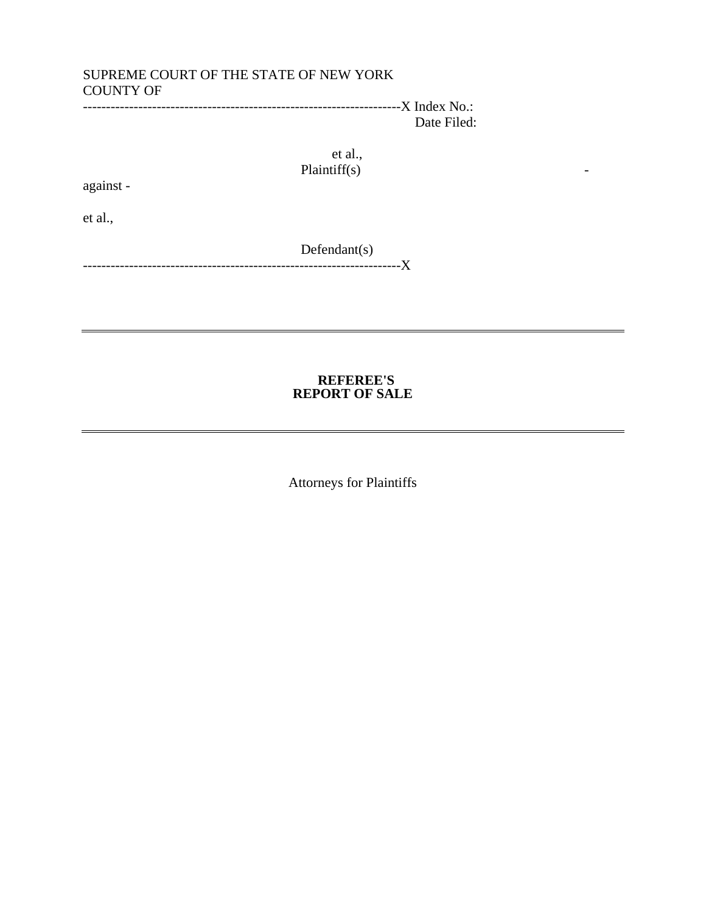SUPREME COURT OF THE STATE OF NEW YORK
COUNTY OF

---------------------------------------------------------------------X Index No.:
Date Filed:

et al.,
Plaintiff(s) -

against -

et al.,

Defendant(s)

---------------------------------------------------------------------X

---

**REFEREE'S**
**REPORT OF SALE**

---

Attorneys for Plaintiffs